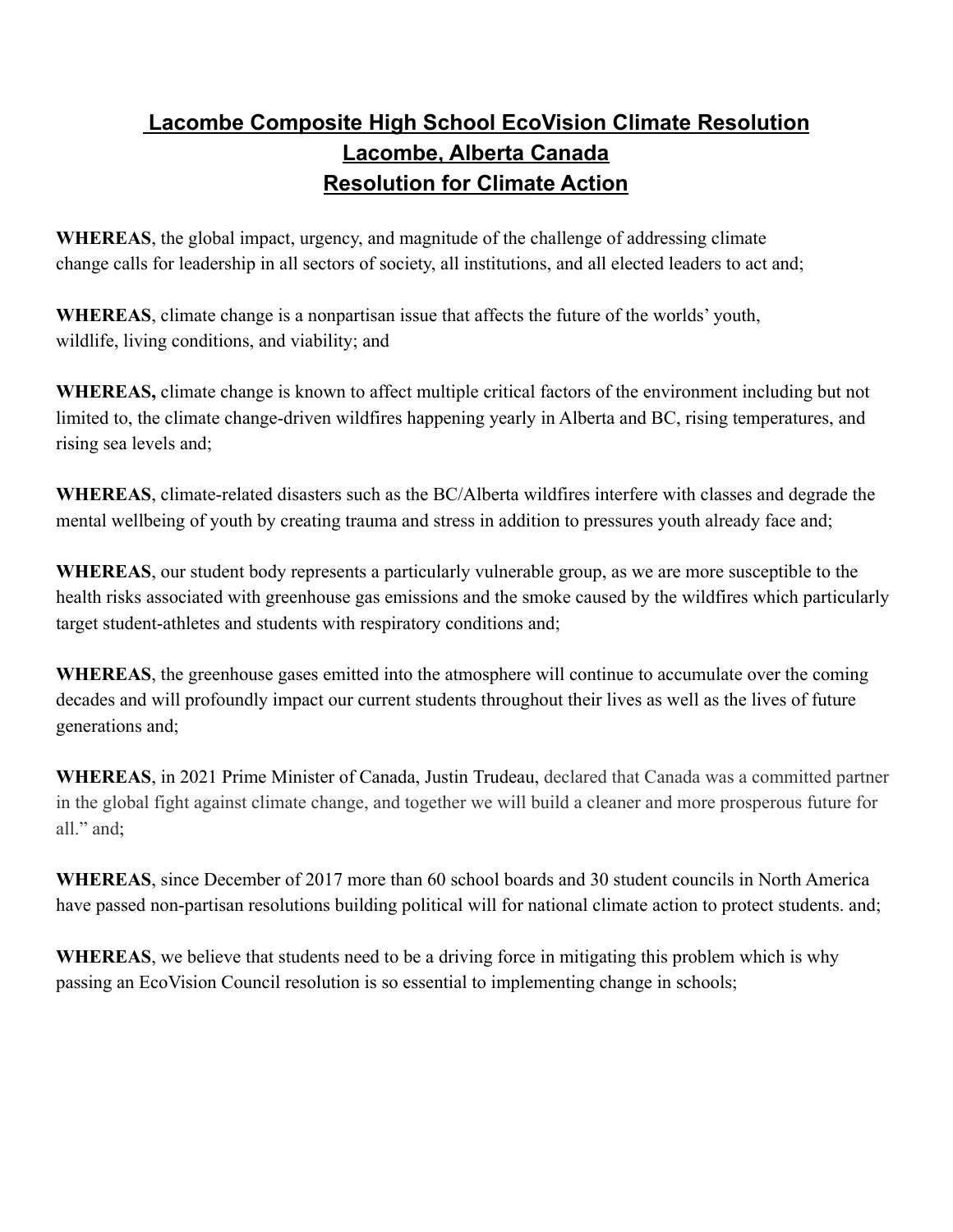# Lacombe Composite High School EcoVision Climate Resolution
# Lacombe, Alberta Canada
# Resolution for Climate Action

**WHEREAS**, the global impact, urgency, and magnitude of the challenge of addressing climate change calls for leadership in all sectors of society, all institutions, and all elected leaders to act and;

**WHEREAS**, climate change is a nonpartisan issue that affects the future of the worlds' youth, wildlife, living conditions, and viability; and

**WHEREAS,** climate change is known to affect multiple critical factors of the environment including but not limited to, the climate change-driven wildfires happening yearly in Alberta and BC, rising temperatures, and rising sea levels and;

**WHEREAS**, climate-related disasters such as the BC/Alberta wildfires interfere with classes and degrade the mental wellbeing of youth by creating trauma and stress in addition to pressures youth already face and;

**WHEREAS**, our student body represents a particularly vulnerable group, as we are more susceptible to the health risks associated with greenhouse gas emissions and the smoke caused by the wildfires which particularly target student-athletes and students with respiratory conditions and;

**WHEREAS**, the greenhouse gases emitted into the atmosphere will continue to accumulate over the coming decades and will profoundly impact our current students throughout their lives as well as the lives of future generations and;

**WHEREAS**, in 2021 Prime Minister of Canada, Justin Trudeau, declared that Canada was a committed partner in the global fight against climate change, and together we will build a cleaner and more prosperous future for all." and;

**WHEREAS**, since December of 2017 more than 60 school boards and 30 student councils in North America have passed non-partisan resolutions building political will for national climate action to protect students. and;

**WHEREAS**, we believe that students need to be a driving force in mitigating this problem which is why passing an EcoVision Council resolution is so essential to implementing change in schools;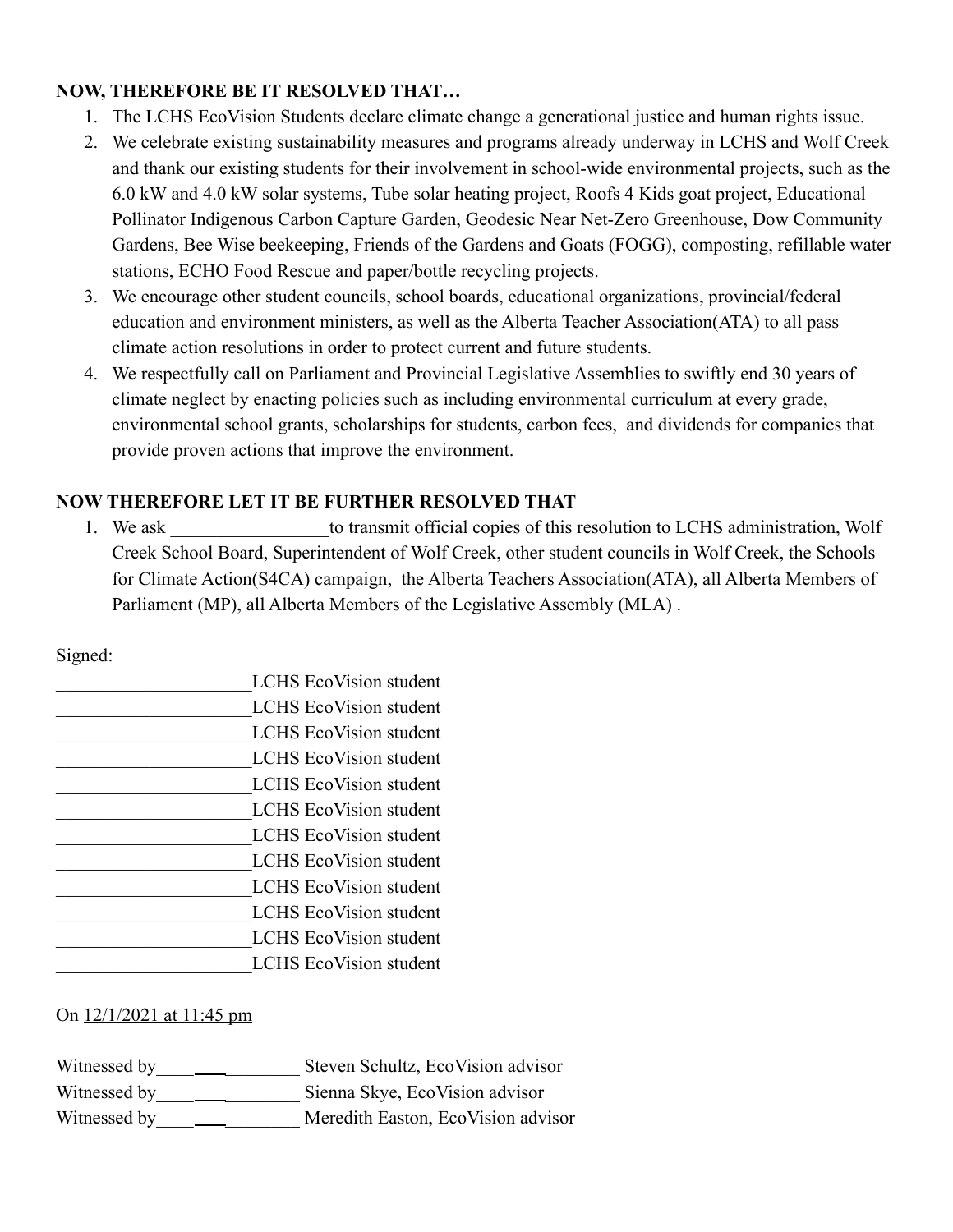**NOW, THEREFORE BE IT RESOLVED THAT…**

1. The LCHS EcoVision Students declare climate change a generational justice and human rights issue.
2. We celebrate existing sustainability measures and programs already underway in LCHS and Wolf Creek and thank our existing students for their involvement in school-wide environmental projects, such as the 6.0 kW and 4.0 kW solar systems, Tube solar heating project, Roofs 4 Kids goat project, Educational Pollinator Indigenous Carbon Capture Garden, Geodesic Near Net-Zero Greenhouse, Dow Community Gardens, Bee Wise beekeeping, Friends of the Gardens and Goats (FOGG), composting, refillable water stations, ECHO Food Rescue and paper/bottle recycling projects.
3. We encourage other student councils, school boards, educational organizations, provincial/federal education and environment ministers, as well as the Alberta Teacher Association(ATA) to all pass climate action resolutions in order to protect current and future students.
4. We respectfully call on Parliament and Provincial Legislative Assemblies to swiftly end 30 years of climate neglect by enacting policies such as including environmental curriculum at every grade, environmental school grants, scholarships for students, carbon fees, and dividends for companies that provide proven actions that improve the environment.

**NOW THEREFORE LET IT BE FURTHER RESOLVED THAT**

1. We ask _________________to transmit official copies of this resolution to LCHS administration, Wolf Creek School Board, Superintendent of Wolf Creek, other student councils in Wolf Creek, the Schools for Climate Action(S4CA) campaign, the Alberta Teachers Association(ATA), all Alberta Members of Parliament (MP), all Alberta Members of the Legislative Assembly (MLA) .

Signed:

_____________________LCHS EcoVision student
_____________________LCHS EcoVision student
_____________________LCHS EcoVision student
_____________________LCHS EcoVision student
_____________________LCHS EcoVision student
_____________________LCHS EcoVision student
_____________________LCHS EcoVision student
_____________________LCHS EcoVision student
_____________________LCHS EcoVision student
_____________________LCHS EcoVision student
_____________________LCHS EcoVision student
_____________________LCHS EcoVision student

On 12/1/2021 at 11:45 pm

Witnessed by________________ Steven Schultz, EcoVision advisor
Witnessed by________________ Sienna Skye, EcoVision advisor
Witnessed by________________ Meredith Easton, EcoVision advisor